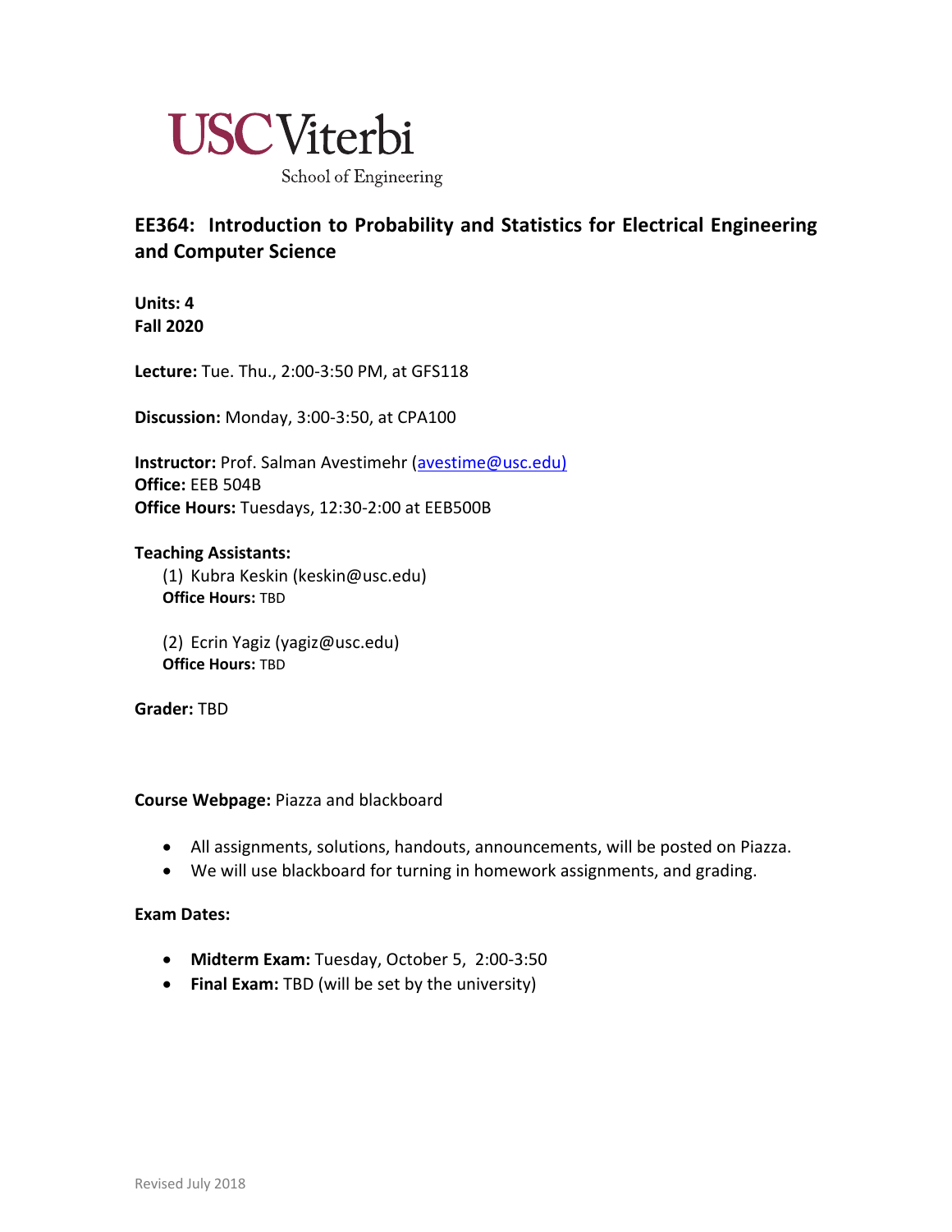USC Viterbi

School of Engineering

## EE364: Introduction to Probability and Statistics for Electrical Engineering and Computer Science

**Units: 4**
**Fall 2020**

**Lecture:** Tue. Thu., 2:00-3:50 PM, at GFS118

**Discussion:** Monday, 3:00-3:50, at CPA100

**Instructor:** Prof. Salman Avestimehr (avestime@usc.edu)
**Office:** EEB 504B
**Office Hours:** Tuesdays, 12:30-2:00 at EEB500B

**Teaching Assistants:**

(1) Kubra Keskin (keskin@usc.edu)
**Office Hours:** TBD

(2) Ecrin Yagiz (yagiz@usc.edu)
**Office Hours:** TBD

**Grader:** TBD

**Course Webpage:** Piazza and blackboard

- All assignments, solutions, handouts, announcements, will be posted on Piazza.
- We will use blackboard for turning in homework assignments, and grading.

**Exam Dates:**

- **Midterm Exam:** Tuesday, October 5, 2:00-3:50
- **Final Exam:** TBD (will be set by the university)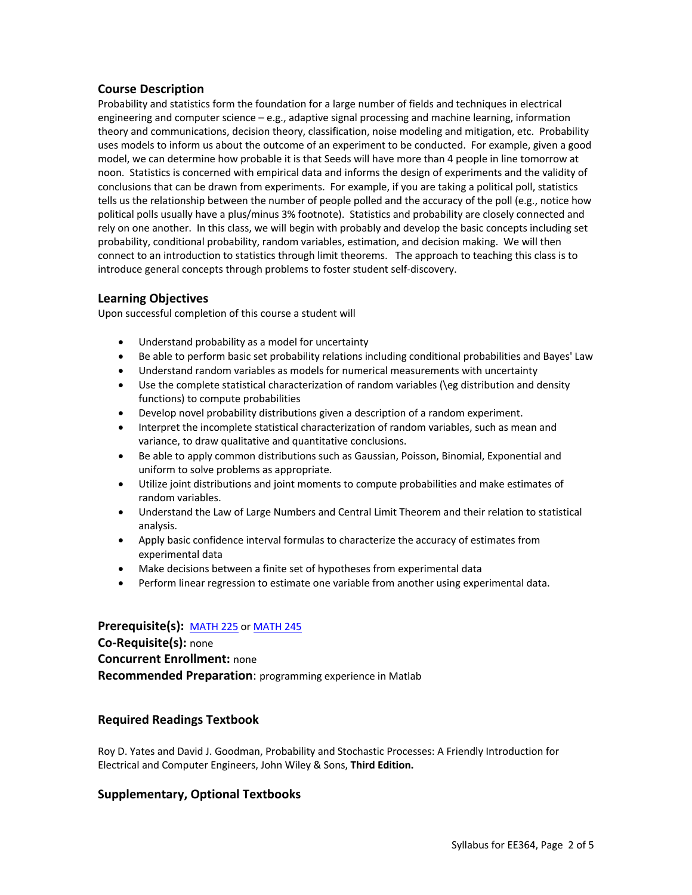## Course Description

Probability and statistics form the foundation for a large number of fields and techniques in electrical engineering and computer science – e.g., adaptive signal processing and machine learning, information theory and communications, decision theory, classification, noise modeling and mitigation, etc. Probability uses models to inform us about the outcome of an experiment to be conducted. For example, given a good model, we can determine how probable it is that Seeds will have more than 4 people in line tomorrow at noon. Statistics is concerned with empirical data and informs the design of experiments and the validity of conclusions that can be drawn from experiments. For example, if you are taking a political poll, statistics tells us the relationship between the number of people polled and the accuracy of the poll (e.g., notice how political polls usually have a plus/minus 3% footnote). Statistics and probability are closely connected and rely on one another. In this class, we will begin with probably and develop the basic concepts including set probability, conditional probability, random variables, estimation, and decision making. We will then connect to an introduction to statistics through limit theorems. The approach to teaching this class is to introduce general concepts through problems to foster student self-discovery.

## Learning Objectives

Upon successful completion of this course a student will

- Understand probability as a model for uncertainty
- Be able to perform basic set probability relations including conditional probabilities and Bayes' Law
- Understand random variables as models for numerical measurements with uncertainty
- Use the complete statistical characterization of random variables (\eg distribution and density functions) to compute probabilities
- Develop novel probability distributions given a description of a random experiment.
- Interpret the incomplete statistical characterization of random variables, such as mean and variance, to draw qualitative and quantitative conclusions.
- Be able to apply common distributions such as Gaussian, Poisson, Binomial, Exponential and uniform to solve problems as appropriate.
- Utilize joint distributions and joint moments to compute probabilities and make estimates of random variables.
- Understand the Law of Large Numbers and Central Limit Theorem and their relation to statistical analysis.
- Apply basic confidence interval formulas to characterize the accuracy of estimates from experimental data
- Make decisions between a finite set of hypotheses from experimental data
- Perform linear regression to estimate one variable from another using experimental data.

**Prerequisite(s):** MATH 225 or MATH 245
**Co-Requisite(s):** none
**Concurrent Enrollment:** none
**Recommended Preparation**: programming experience in Matlab

## Required Readings Textbook

Roy D. Yates and David J. Goodman, Probability and Stochastic Processes: A Friendly Introduction for Electrical and Computer Engineers, John Wiley & Sons, **Third Edition.**

## Supplementary, Optional Textbooks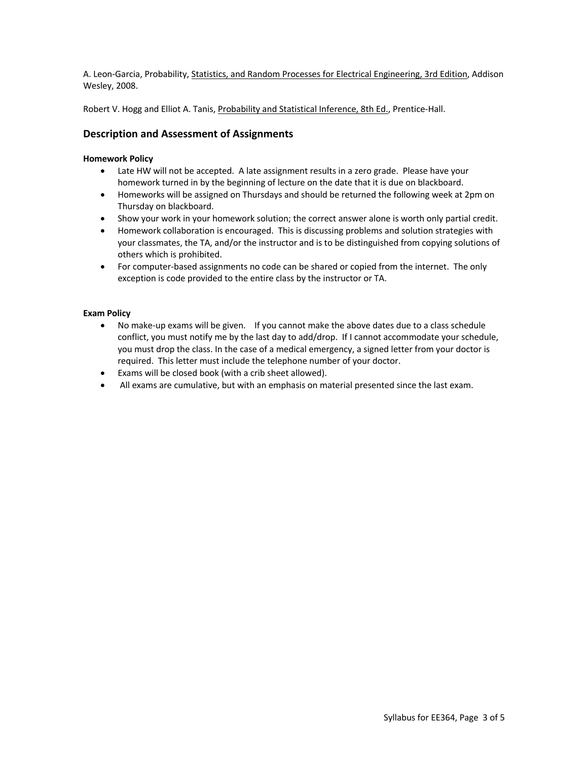A. Leon-Garcia, Probability, Statistics, and Random Processes for Electrical Engineering, 3rd Edition, Addison Wesley, 2008.

Robert V. Hogg and Elliot A. Tanis, Probability and Statistical Inference, 8th Ed., Prentice-Hall.

## Description and Assessment of Assignments

**Homework Policy**

- Late HW will not be accepted. A late assignment results in a zero grade. Please have your homework turned in by the beginning of lecture on the date that it is due on blackboard.
- Homeworks will be assigned on Thursdays and should be returned the following week at 2pm on Thursday on blackboard.
- Show your work in your homework solution; the correct answer alone is worth only partial credit.
- Homework collaboration is encouraged. This is discussing problems and solution strategies with your classmates, the TA, and/or the instructor and is to be distinguished from copying solutions of others which is prohibited.
- For computer-based assignments no code can be shared or copied from the internet. The only exception is code provided to the entire class by the instructor or TA.

**Exam Policy**

- No make-up exams will be given. If you cannot make the above dates due to a class schedule conflict, you must notify me by the last day to add/drop. If I cannot accommodate your schedule, you must drop the class. In the case of a medical emergency, a signed letter from your doctor is required. This letter must include the telephone number of your doctor.
- Exams will be closed book (with a crib sheet allowed).
- All exams are cumulative, but with an emphasis on material presented since the last exam.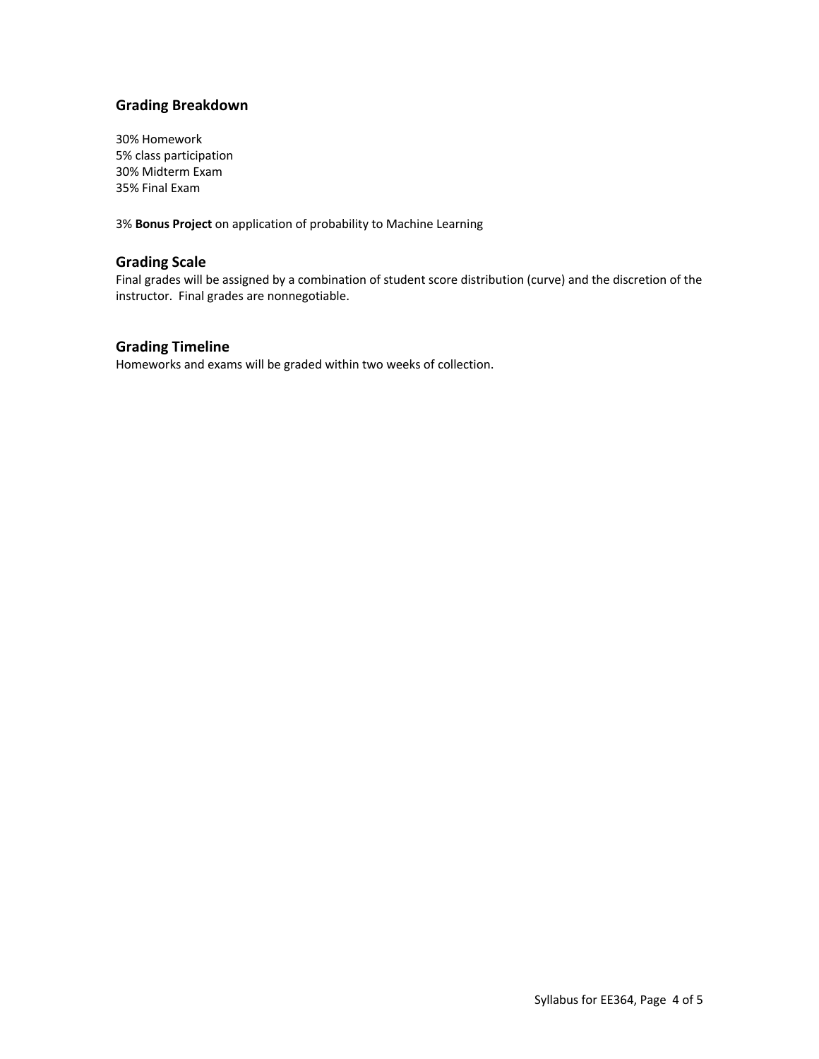## Grading Breakdown

30% Homework
5% class participation
30% Midterm Exam
35% Final Exam

3% **Bonus Project** on application of probability to Machine Learning

## Grading Scale

Final grades will be assigned by a combination of student score distribution (curve) and the discretion of the instructor. Final grades are nonnegotiable.

## Grading Timeline

Homeworks and exams will be graded within two weeks of collection.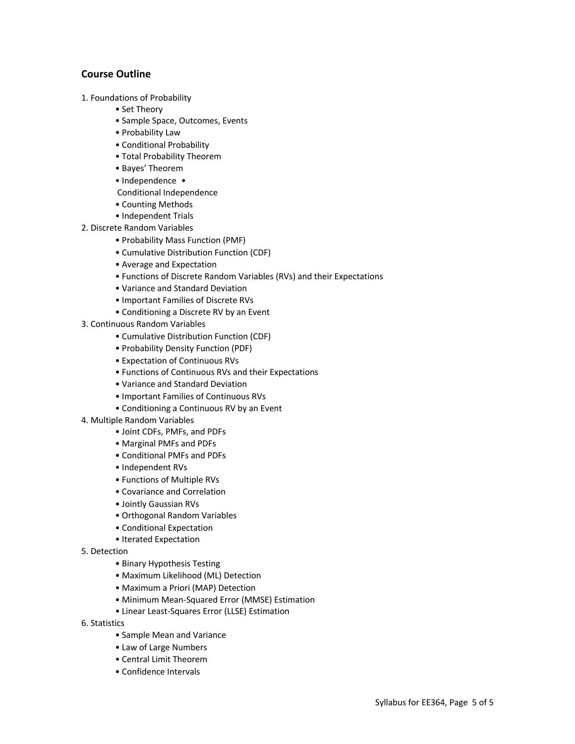## Course Outline

1. Foundations of Probability
    - Set Theory
    - Sample Space, Outcomes, Events
    - Probability Law
    - Conditional Probability
    - Total Probability Theorem
    - Bayes' Theorem
    - Independence
    - Conditional Independence
    - Counting Methods
    - Independent Trials
2. Discrete Random Variables
    - Probability Mass Function (PMF)
    - Cumulative Distribution Function (CDF)
    - Average and Expectation
    - Functions of Discrete Random Variables (RVs) and their Expectations
    - Variance and Standard Deviation
    - Important Families of Discrete RVs
    - Conditioning a Discrete RV by an Event
3. Continuous Random Variables
    - Cumulative Distribution Function (CDF)
    - Probability Density Function (PDF)
    - Expectation of Continuous RVs
    - Functions of Continuous RVs and their Expectations
    - Variance and Standard Deviation
    - Important Families of Continuous RVs
    - Conditioning a Continuous RV by an Event
4. Multiple Random Variables
    - Joint CDFs, PMFs, and PDFs
    - Marginal PMFs and PDFs
    - Conditional PMFs and PDFs
    - Independent RVs
    - Functions of Multiple RVs
    - Covariance and Correlation
    - Jointly Gaussian RVs
    - Orthogonal Random Variables
    - Conditional Expectation
    - Iterated Expectation
5. Detection
    - Binary Hypothesis Testing
    - Maximum Likelihood (ML) Detection
    - Maximum a Priori (MAP) Detection
    - Minimum Mean-Squared Error (MMSE) Estimation
    - Linear Least-Squares Error (LLSE) Estimation
6. Statistics
    - Sample Mean and Variance
    - Law of Large Numbers
    - Central Limit Theorem
    - Confidence Intervals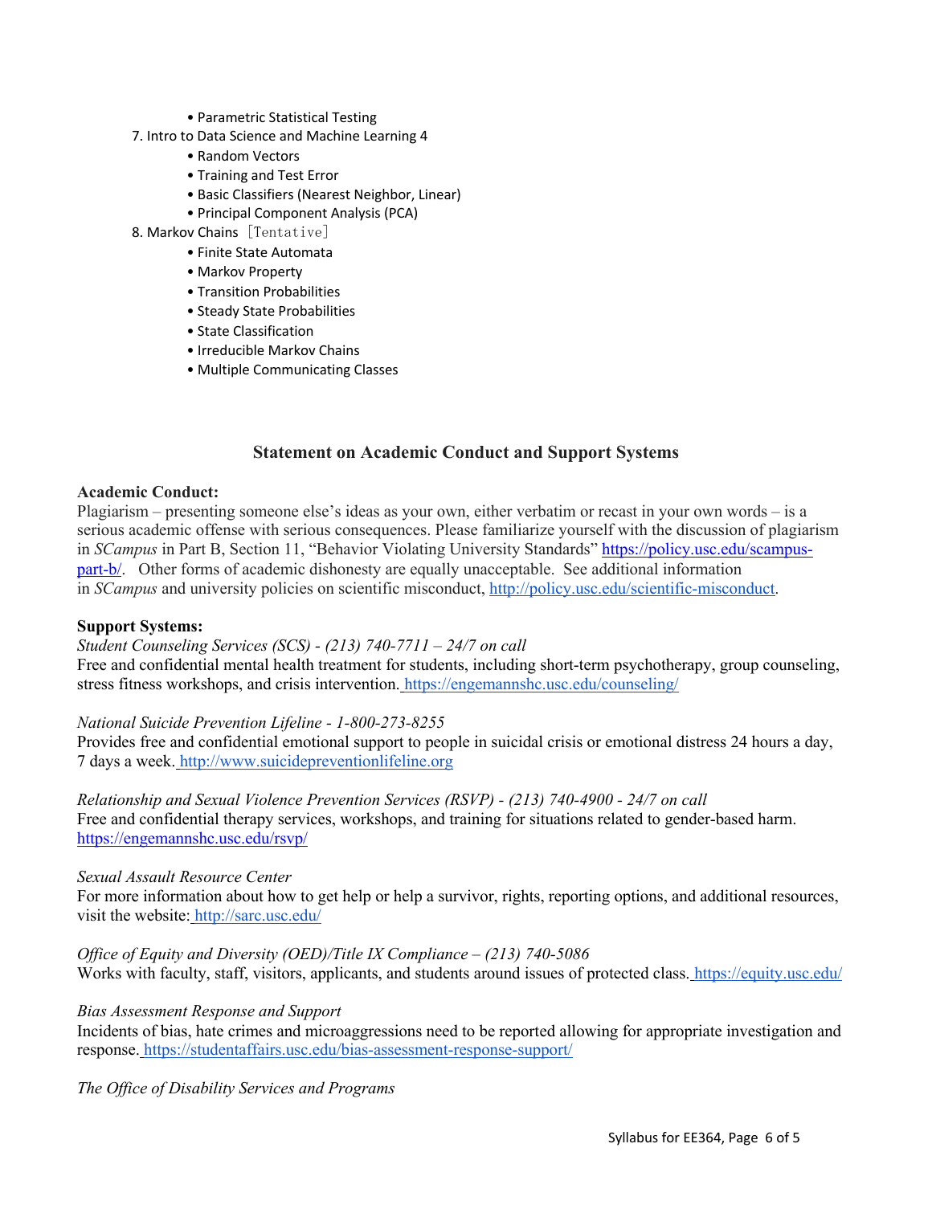- Parametric Statistical Testing
7. Intro to Data Science and Machine Learning 4
    - Random Vectors
    - Training and Test Error
    - Basic Classifiers (Nearest Neighbor, Linear)
    - Principal Component Analysis (PCA)
8. Markov Chains ［Tentative］
    - Finite State Automata
    - Markov Property
    - Transition Probabilities
    - Steady State Probabilities
    - State Classification
    - Irreducible Markov Chains
    - Multiple Communicating Classes

## Statement on Academic Conduct and Support Systems

**Academic Conduct:**

Plagiarism – presenting someone else's ideas as your own, either verbatim or recast in your own words – is a serious academic offense with serious consequences. Please familiarize yourself with the discussion of plagiarism in *SCampus* in Part B, Section 11, "Behavior Violating University Standards" https://policy.usc.edu/scampus-part-b/. Other forms of academic dishonesty are equally unacceptable. See additional information in *SCampus* and university policies on scientific misconduct, http://policy.usc.edu/scientific-misconduct.

**Support Systems:**

*Student Counseling Services (SCS) - (213) 740-7711 – 24/7 on call*

Free and confidential mental health treatment for students, including short-term psychotherapy, group counseling, stress fitness workshops, and crisis intervention. https://engemannshc.usc.edu/counseling/

*National Suicide Prevention Lifeline - 1-800-273-8255*

Provides free and confidential emotional support to people in suicidal crisis or emotional distress 24 hours a day, 7 days a week. http://www.suicidepreventionlifeline.org

*Relationship and Sexual Violence Prevention Services (RSVP) - (213) 740-4900 - 24/7 on call*

Free and confidential therapy services, workshops, and training for situations related to gender-based harm. https://engemannshc.usc.edu/rsvp/

*Sexual Assault Resource Center*

For more information about how to get help or help a survivor, rights, reporting options, and additional resources, visit the website: http://sarc.usc.edu/

*Office of Equity and Diversity (OED)/Title IX Compliance – (213) 740-5086*

Works with faculty, staff, visitors, applicants, and students around issues of protected class. https://equity.usc.edu/

*Bias Assessment Response and Support*

Incidents of bias, hate crimes and microaggressions need to be reported allowing for appropriate investigation and response. https://studentaffairs.usc.edu/bias-assessment-response-support/

*The Office of Disability Services and Programs*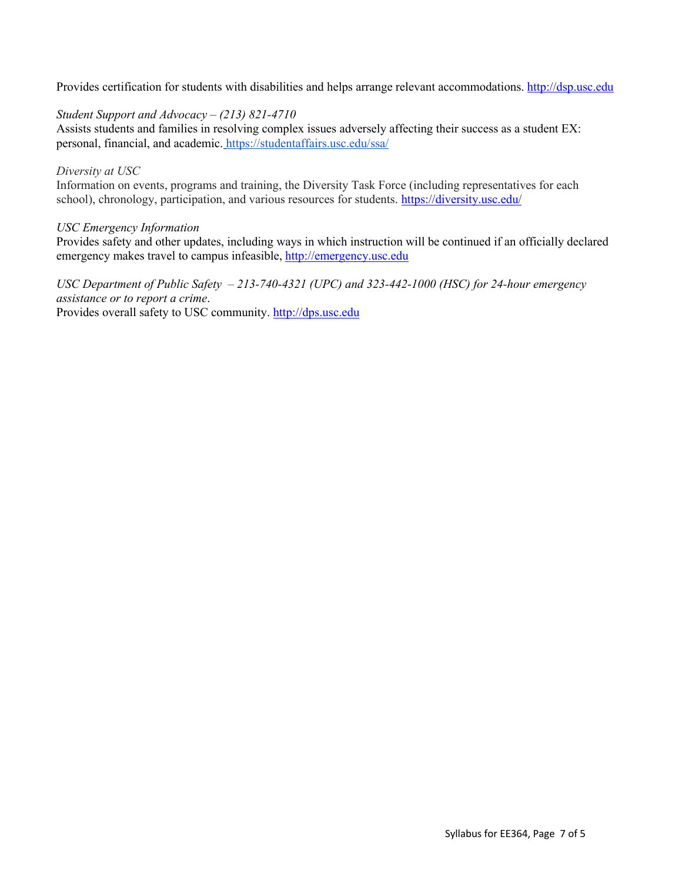Provides certification for students with disabilities and helps arrange relevant accommodations. http://dsp.usc.edu

*Student Support and Advocacy – (213) 821-4710*
Assists students and families in resolving complex issues adversely affecting their success as a student EX: personal, financial, and academic. https://studentaffairs.usc.edu/ssa/

*Diversity at USC*
Information on events, programs and training, the Diversity Task Force (including representatives for each school), chronology, participation, and various resources for students. https://diversity.usc.edu/

*USC Emergency Information*
Provides safety and other updates, including ways in which instruction will be continued if an officially declared emergency makes travel to campus infeasible, http://emergency.usc.edu

*USC Department of Public Safety – 213-740-4321 (UPC) and 323-442-1000 (HSC) for 24-hour emergency assistance or to report a crime*.
Provides overall safety to USC community. http://dps.usc.edu